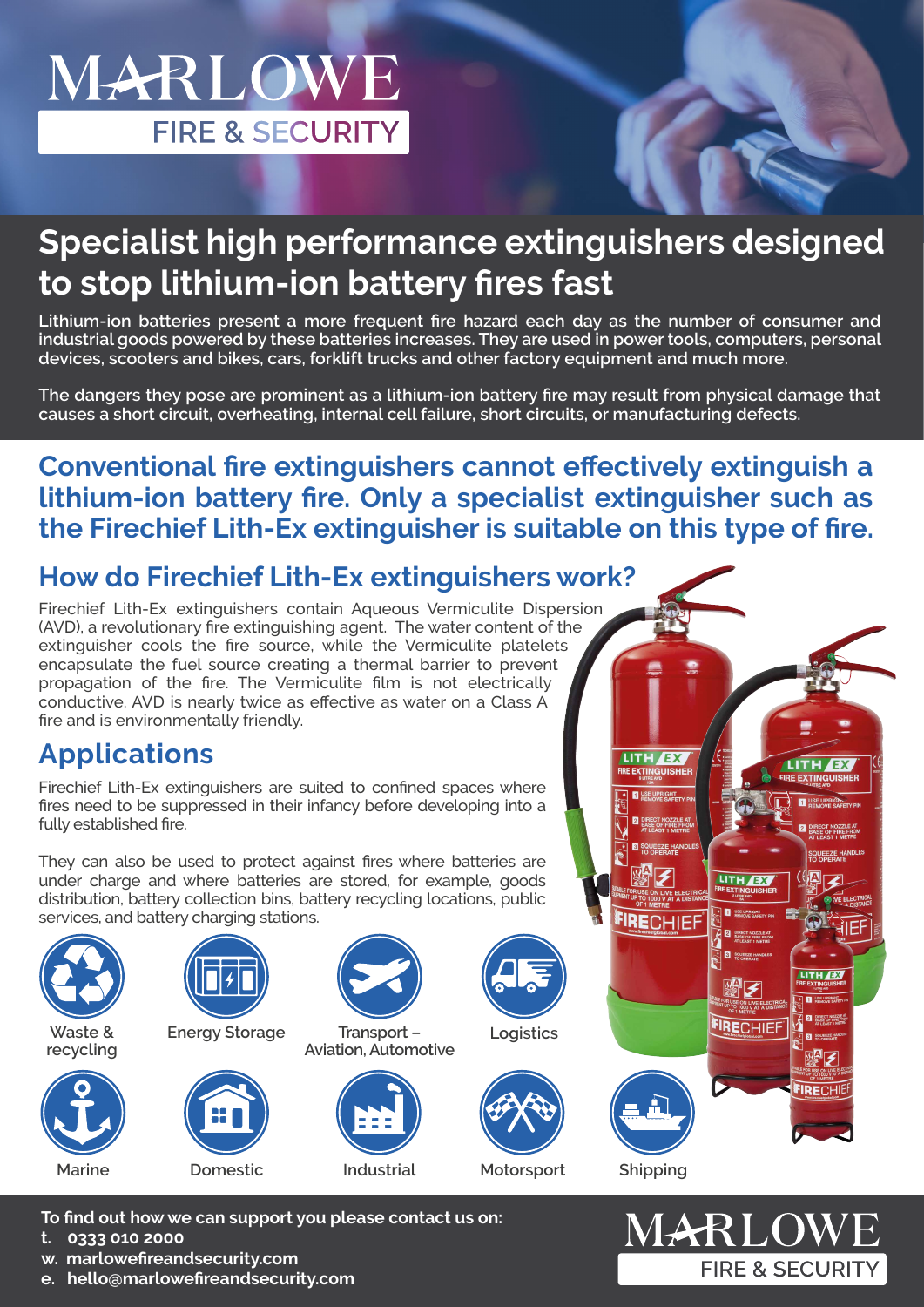# MARLOWE

FIRE & SECURITY

## Specialist high performance extinguishers designed to stop lithium-ion battery fires fast

**Lithium-ion batteries present a more frequent fire hazard each day as the number of consumer and industrial goods powered by these batteries increases. They are used in power tools, computers, personal devices, scooters and bikes, cars, forklift trucks and other factory equipment and much more.**

**The dangers they pose are prominent as a lithium-ion battery fire may result from physical damage that causes a short circuit, overheating, internal cell failure, short circuits, or manufacturing defects.**

### Conventional fire extinguishers cannot effectively extinguish a lithium-ion battery fire. Only a specialist extinguisher such as the Firechief Lith-Ex extinguisher is suitable on this type of fire.

## How do Firechief Lith-Ex extinguishers work?

Firechief Lith-Ex extinguishers contain Aqueous Vermiculite Dispersion (AVD), a revolutionary fire extinguishing agent. The water content of the extinguisher cools the fire source, while the Vermiculite platelets encapsulate the fuel source creating a thermal barrier to prevent propagation of the fire. The Vermiculite film is not electrically conductive. AVD is nearly twice as effective as water on a Class A fire and is environmentally friendly.

## Applications

Firechief Lith-Ex extinguishers are suited to confined spaces where fires need to be suppressed in their infancy before developing into a fully established fire.

They can also be used to protect against fires where batteries are under charge and where batteries are stored, for example, goods distribution, battery collection bins, battery recycling locations, public services, and battery charging stations.

- Waste & recycling
- Energy Storage
- Transport – Aviation, Automotive
- Logistics
- Marine
- Domestic
- Industrial
- Motorsport
- Shipping

**To find out how we can support you please contact us on:**

**t. 0333 010 2000**

**w. marlowefireandsecurity.com**

**e. hello@marlowefireandsecurity.com**

MARLOWE FIRE & SECURITY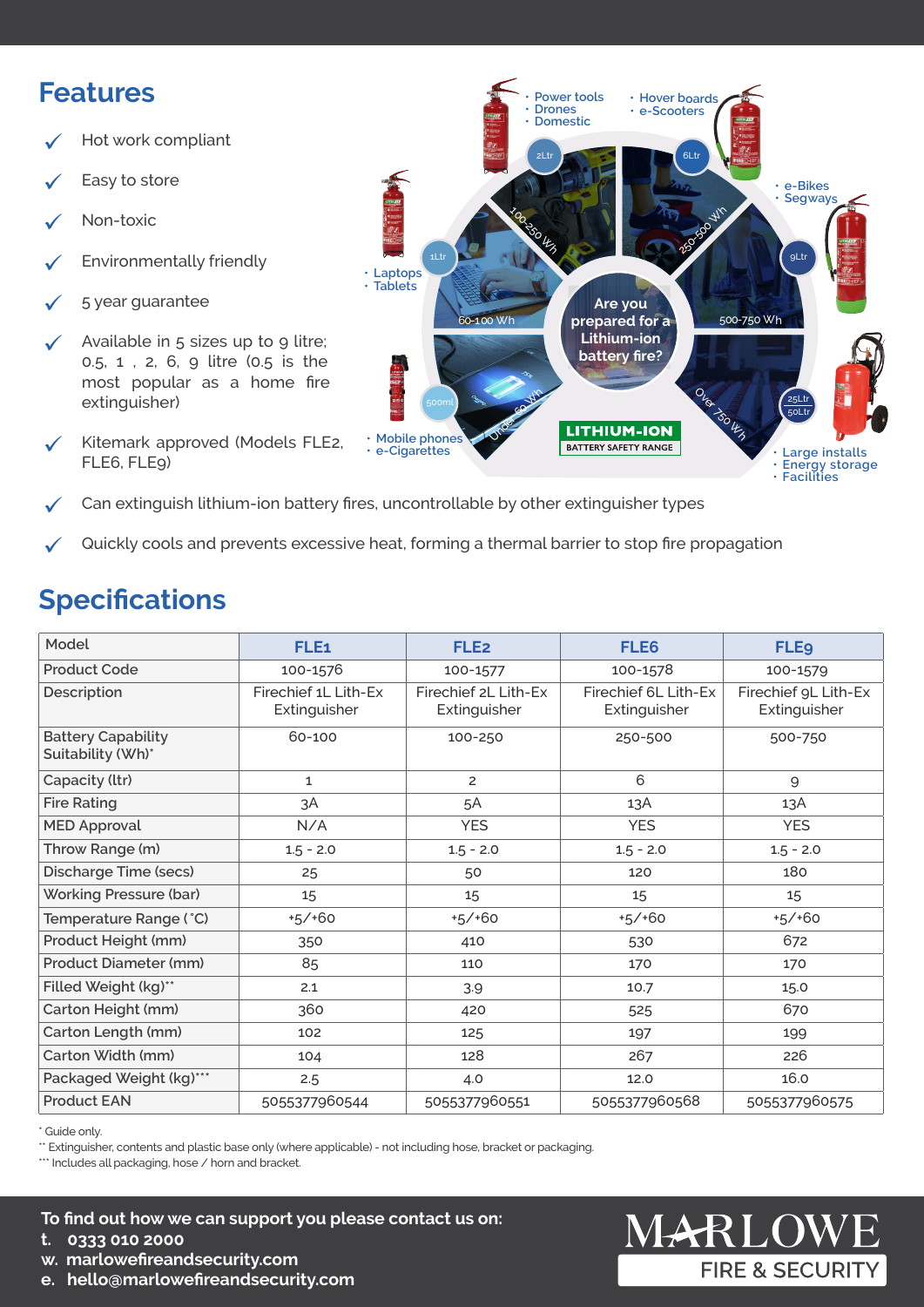## Features

- ✓ Hot work compliant
- ✓ Easy to store
- ✓ Non-toxic
- ✓ Environmentally friendly
- ✓ 5 year guarantee
- ✓ Available in 5 sizes up to 9 litre; 0.5, 1 , 2, 6, 9 litre (0.5 is the most popular as a home fire extinguisher)
- ✓ Kitemark approved (Models FLE2, FLE6, FLE9)

Are you prepared for a Lithium-ion battery fire?

LITHIUM-ION
BATTERY SAFETY RANGE

500ml · Under 60 Wh · Mobile phones · e-Cigarettes

1Ltr · 60-100 Wh · Laptops · Tablets

2Ltr · 100-250 Wh · Power tools · Drones · Domestic

6Ltr · 250-500 Wh · Hover boards · e-Scooters

9Ltr · 500-750 Wh · e-Bikes · Segways

25Ltr 50Ltr · Over 750 Wh · Large installs · Energy storage · Facilities

- ✓ Can extinguish lithium-ion battery fires, uncontrollable by other extinguisher types
- ✓ Quickly cools and prevents excessive heat, forming a thermal barrier to stop fire propagation

## Specifications

| Model | FLE1 | FLE2 | FLE6 | FLE9 |
|---|---|---|---|---|
| Product Code | 100-1576 | 100-1577 | 100-1578 | 100-1579 |
| Description | Firechief 1L Lith-Ex Extinguisher | Firechief 2L Lith-Ex Extinguisher | Firechief 6L Lith-Ex Extinguisher | Firechief 9L Lith-Ex Extinguisher |
| Battery Capability Suitability (Wh)* | 60-100 | 100-250 | 250-500 | 500-750 |
| Capacity (ltr) | 1 | 2 | 6 | 9 |
| Fire Rating | 3A | 5A | 13A | 13A |
| MED Approval | N/A | YES | YES | YES |
| Throw Range (m) | 1.5 - 2.0 | 1.5 - 2.0 | 1.5 - 2.0 | 1.5 - 2.0 |
| Discharge Time (secs) | 25 | 50 | 120 | 180 |
| Working Pressure (bar) | 15 | 15 | 15 | 15 |
| Temperature Range (˚C) | +5/+60 | +5/+60 | +5/+60 | +5/+60 |
| Product Height (mm) | 350 | 410 | 530 | 672 |
| Product Diameter (mm) | 85 | 110 | 170 | 170 |
| Filled Weight (kg)** | 2.1 | 3.9 | 10.7 | 15.0 |
| Carton Height (mm) | 360 | 420 | 525 | 670 |
| Carton Length (mm) | 102 | 125 | 197 | 199 |
| Carton Width (mm) | 104 | 128 | 267 | 226 |
| Packaged Weight (kg)*** | 2.5 | 4.0 | 12.0 | 16.0 |
| Product EAN | 5055377960544 | 5055377960551 | 5055377960568 | 5055377960575 |

\* Guide only.
** Extinguisher, contents and plastic base only (where applicable) - not including hose, bracket or packaging.
*** Includes all packaging, hose / horn and bracket.

**To find out how we can support you please contact us on:**
**t. 0333 010 2000**
**w. marlowefireandsecurity.com**
**e. hello@marlowefireandsecurity.com**

MARLOWE FIRE & SECURITY